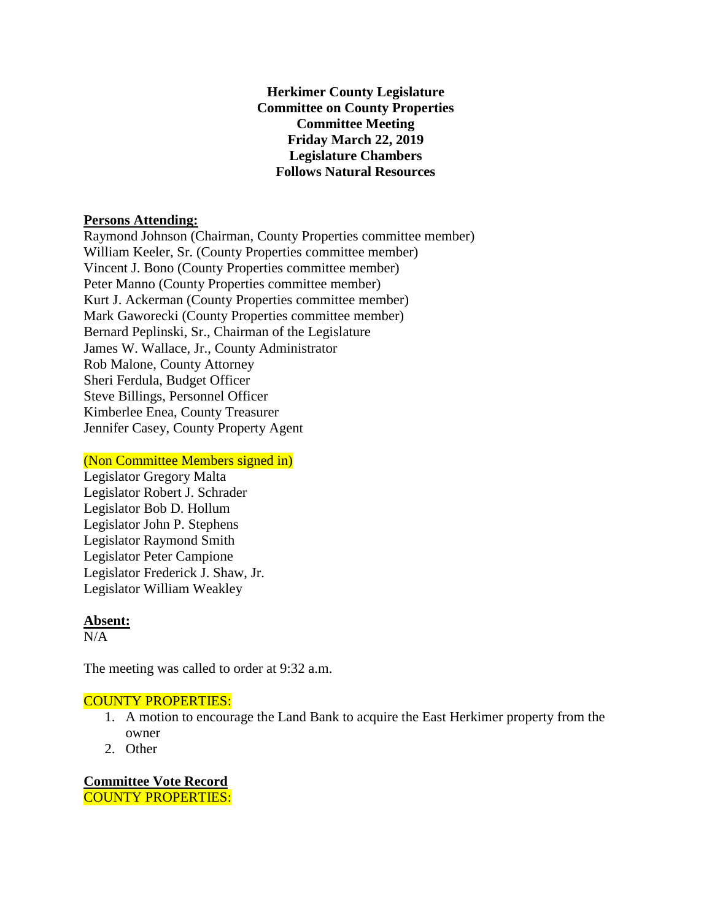**Herkimer County Legislature**
**Committee on County Properties**
**Committee Meeting**
**Friday March 22, 2019**
**Legislature Chambers**
**Follows Natural Resources**

**Persons Attending:**

Raymond Johnson (Chairman, County Properties committee member)
William Keeler, Sr. (County Properties committee member)
Vincent J. Bono (County Properties committee member)
Peter Manno (County Properties committee member)
Kurt J. Ackerman (County Properties committee member)
Mark Gaworecki (County Properties committee member)
Bernard Peplinski, Sr., Chairman of the Legislature
James W. Wallace, Jr., County Administrator
Rob Malone, County Attorney
Sheri Ferdula, Budget Officer
Steve Billings, Personnel Officer
Kimberlee Enea, County Treasurer
Jennifer Casey, County Property Agent

(Non Committee Members signed in)

Legislator Gregory Malta
Legislator Robert J. Schrader
Legislator Bob D. Hollum
Legislator John P. Stephens
Legislator Raymond Smith
Legislator Peter Campione
Legislator Frederick J. Shaw, Jr.
Legislator William Weakley

**Absent:**

N/A

The meeting was called to order at 9:32 a.m.

COUNTY PROPERTIES:

1. A motion to encourage the Land Bank to acquire the East Herkimer property from the owner
2. Other

**Committee Vote Record**

COUNTY PROPERTIES: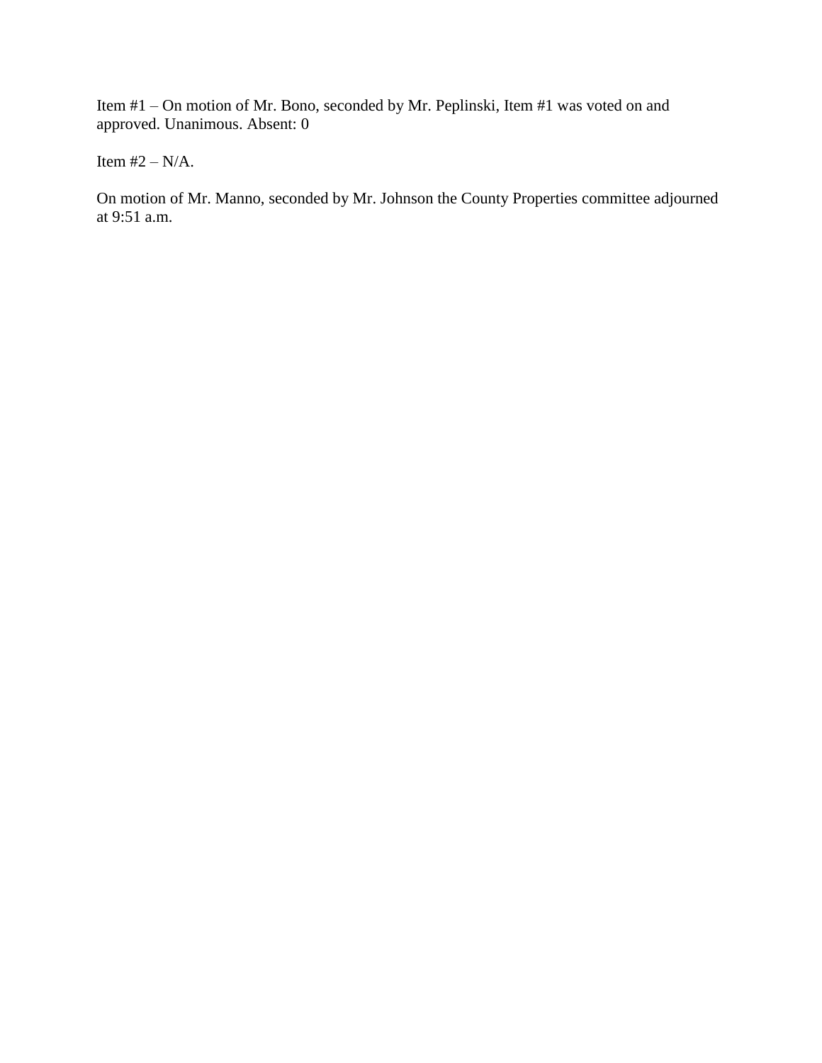Item #1 – On motion of Mr. Bono, seconded by Mr. Peplinski, Item #1 was voted on and approved. Unanimous. Absent: 0

Item #2 – N/A.

On motion of Mr. Manno, seconded by Mr. Johnson the County Properties committee adjourned at 9:51 a.m.